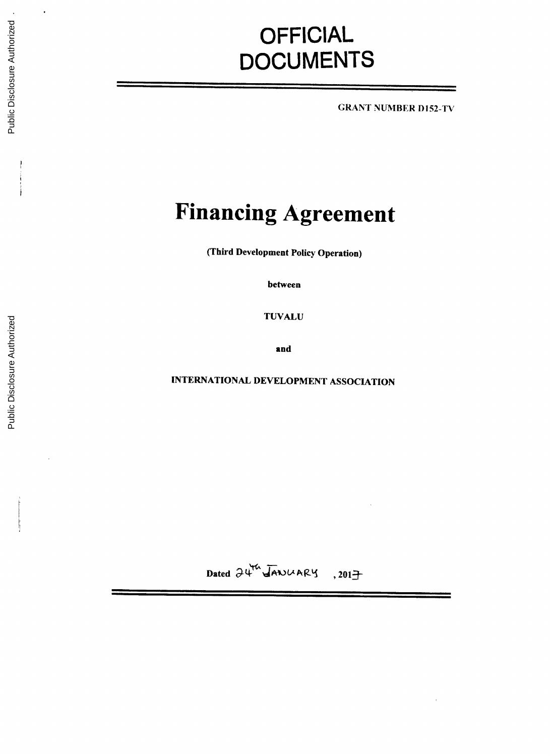# OFFICIAL DOCUMENTS

GRANT NUMBER D152-TV

# Financing Agreement

**(Third Development Policy Operation)**

**between**

**TUVALU**

**and**

**INTERNATIONAL DEVELOPMENT ASSOCIATION**

**Dated** 24th JANUARY **, 2017**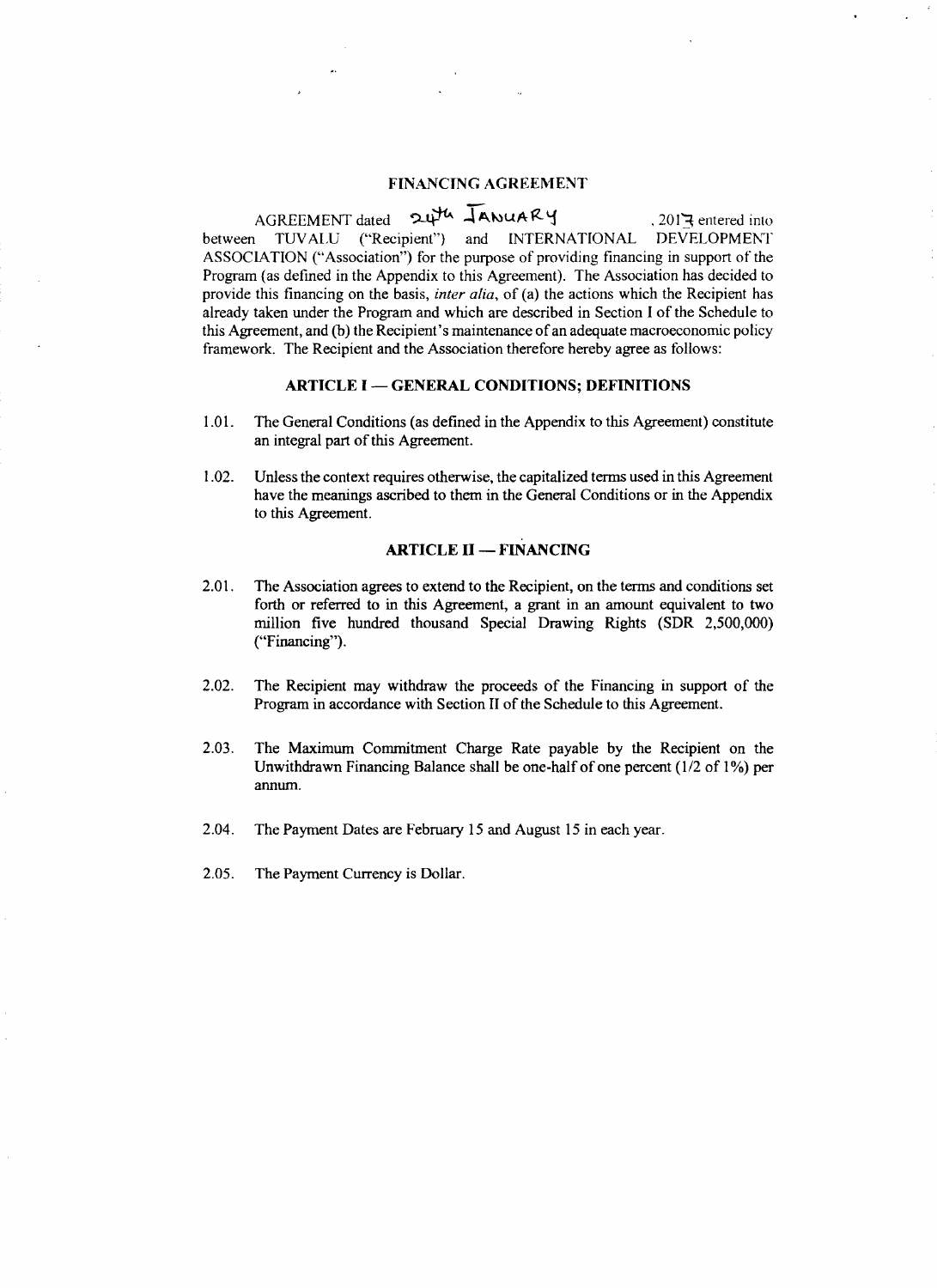# FINANCING AGREEMENT

AGREEMENT dated 24th JANUARY, 2013 entered into between TUVALU ("Recipient") and INTERNATIONAL DEVELOPMENT ASSOCIATION ("Association") for the purpose of providing financing in support of the Program (as defined in the Appendix to this Agreement). The Association has decided to provide this financing on the basis, *inter alia*, of (a) the actions which the Recipient has already taken under the Program and which are described in Section I of the Schedule to this Agreement, and (b) the Recipient's maintenance of an adequate macroeconomic policy framework. The Recipient and the Association therefore hereby agree as follows:

## ARTICLE I — GENERAL CONDITIONS; DEFINITIONS

1.01. The General Conditions (as defined in the Appendix to this Agreement) constitute an integral part of this Agreement.

1.02. Unless the context requires otherwise, the capitalized terms used in this Agreement have the meanings ascribed to them in the General Conditions or in the Appendix to this Agreement.

## ARTICLE II — FINANCING

2.01. The Association agrees to extend to the Recipient, on the terms and conditions set forth or referred to in this Agreement, a grant in an amount equivalent to two million five hundred thousand Special Drawing Rights (SDR 2,500,000) ("Financing").

2.02. The Recipient may withdraw the proceeds of the Financing in support of the Program in accordance with Section II of the Schedule to this Agreement.

2.03. The Maximum Commitment Charge Rate payable by the Recipient on the Unwithdrawn Financing Balance shall be one-half of one percent (1/2 of 1%) per annum.

2.04. The Payment Dates are February 15 and August 15 in each year.

2.05. The Payment Currency is Dollar.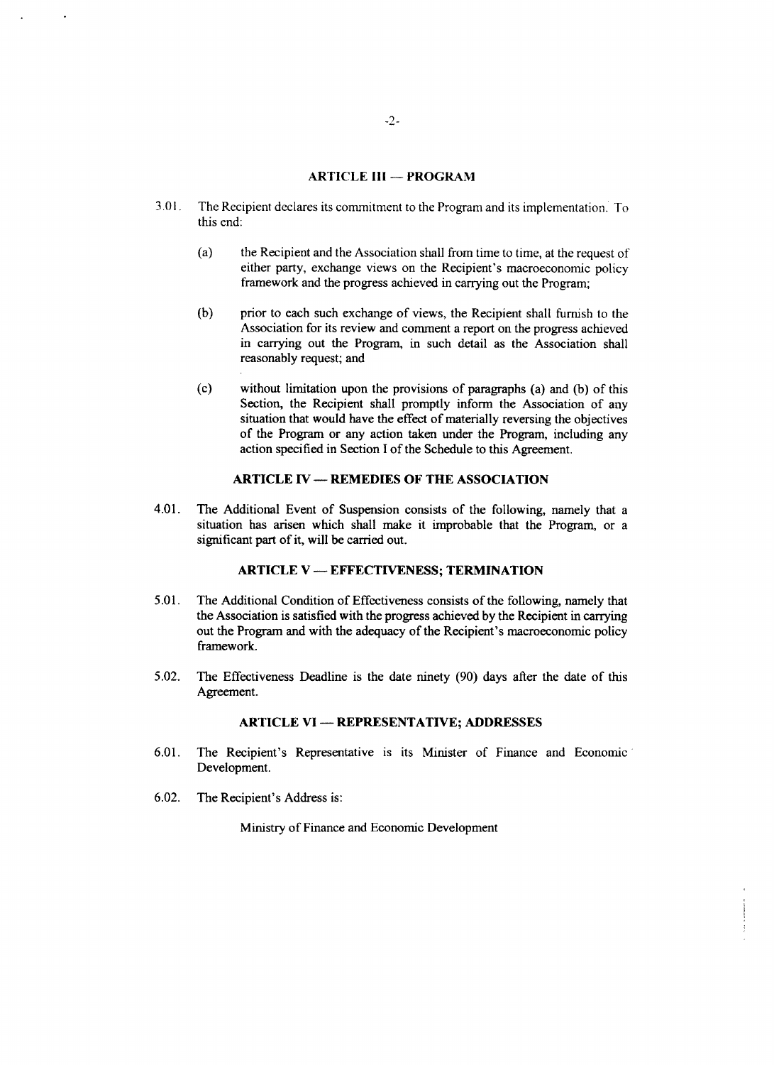## ARTICLE III — PROGRAM

3.01. The Recipient declares its commitment to the Program and its implementation. To this end:

(a) the Recipient and the Association shall from time to time, at the request of either party, exchange views on the Recipient's macroeconomic policy framework and the progress achieved in carrying out the Program;

(b) prior to each such exchange of views, the Recipient shall furnish to the Association for its review and comment a report on the progress achieved in carrying out the Program, in such detail as the Association shall reasonably request; and

(c) without limitation upon the provisions of paragraphs (a) and (b) of this Section, the Recipient shall promptly inform the Association of any situation that would have the effect of materially reversing the objectives of the Program or any action taken under the Program, including any action specified in Section I of the Schedule to this Agreement.

## ARTICLE IV — REMEDIES OF THE ASSOCIATION

4.01. The Additional Event of Suspension consists of the following, namely that a situation has arisen which shall make it improbable that the Program, or a significant part of it, will be carried out.

## ARTICLE V — EFFECTIVENESS; TERMINATION

5.01. The Additional Condition of Effectiveness consists of the following, namely that the Association is satisfied with the progress achieved by the Recipient in carrying out the Program and with the adequacy of the Recipient's macroeconomic policy framework.

5.02. The Effectiveness Deadline is the date ninety (90) days after the date of this Agreement.

## ARTICLE VI — REPRESENTATIVE; ADDRESSES

6.01. The Recipient's Representative is its Minister of Finance and Economic Development.

6.02. The Recipient's Address is:

Ministry of Finance and Economic Development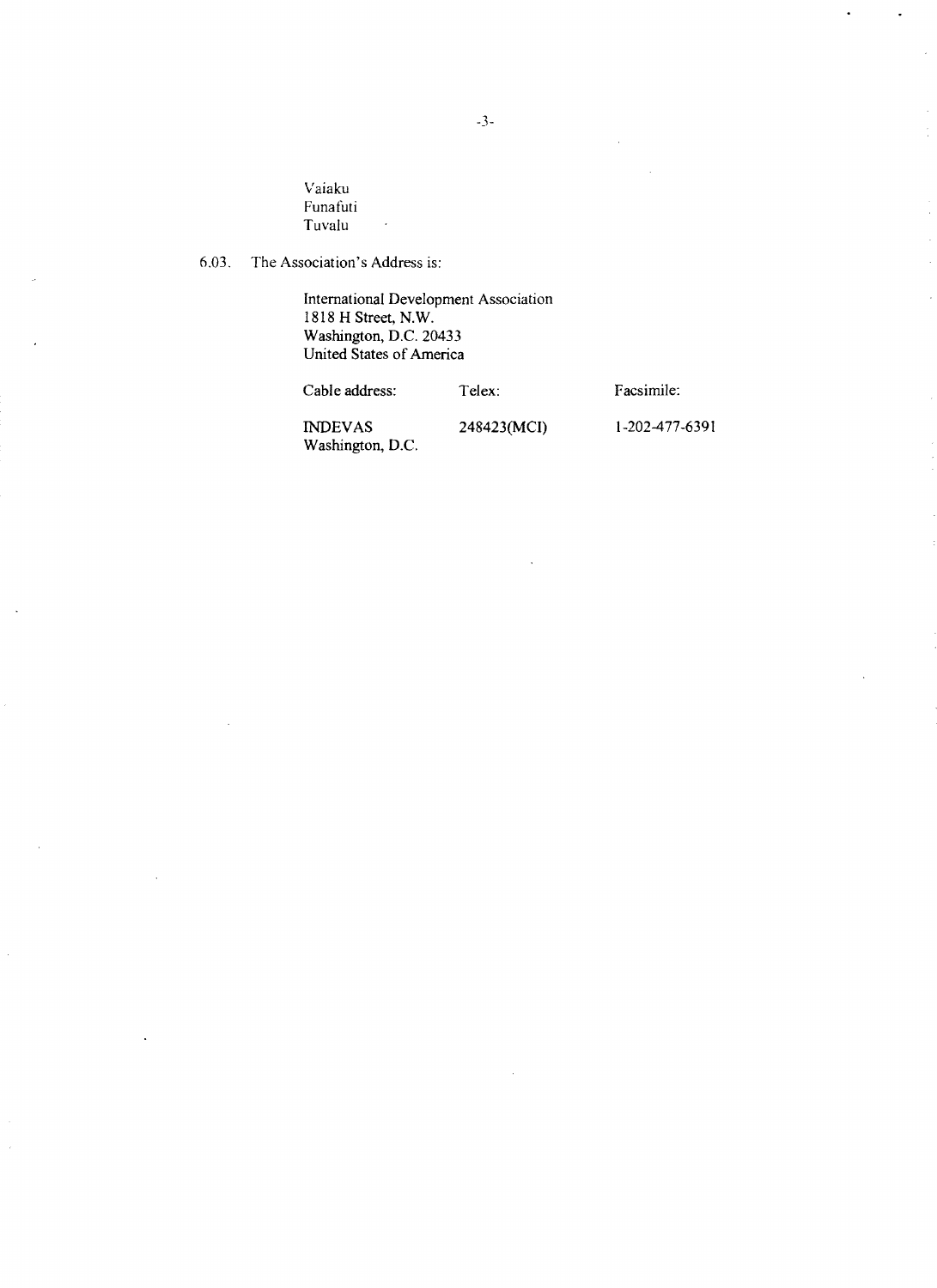Vaiaku
Funafuti
Tuvalu

6.03. The Association's Address is:

International Development Association
1818 H Street, N.W.
Washington, D.C. 20433
United States of America

| Cable address: | Telex: | Facsimile: |
| --- | --- | --- |
| INDEVAS Washington, D.C. | 248423(MCI) | 1-202-477-6391 |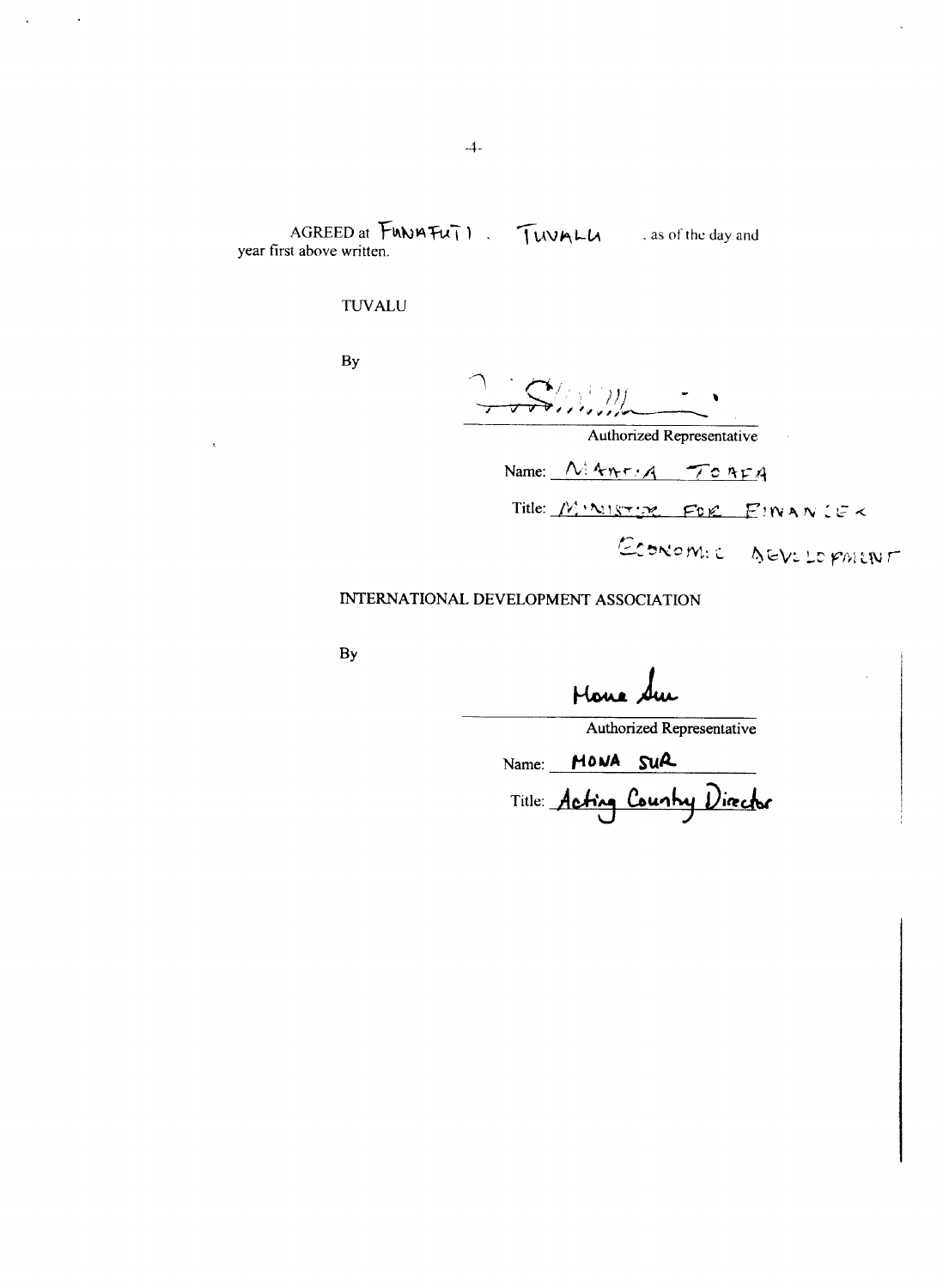AGREED at FUNAFUTI, TUVALU, as of the day and year first above written.

TUVALU

By

_______________________________
Authorized Representative

Name: MAATIA TOAFA

Title: MINISTER FOR FINANCE & ECONOMIC DEVELOPMENT

INTERNATIONAL DEVELOPMENT ASSOCIATION

By

_______________________________
Authorized Representative

Name: MONA SUR

Title: Acting Country Director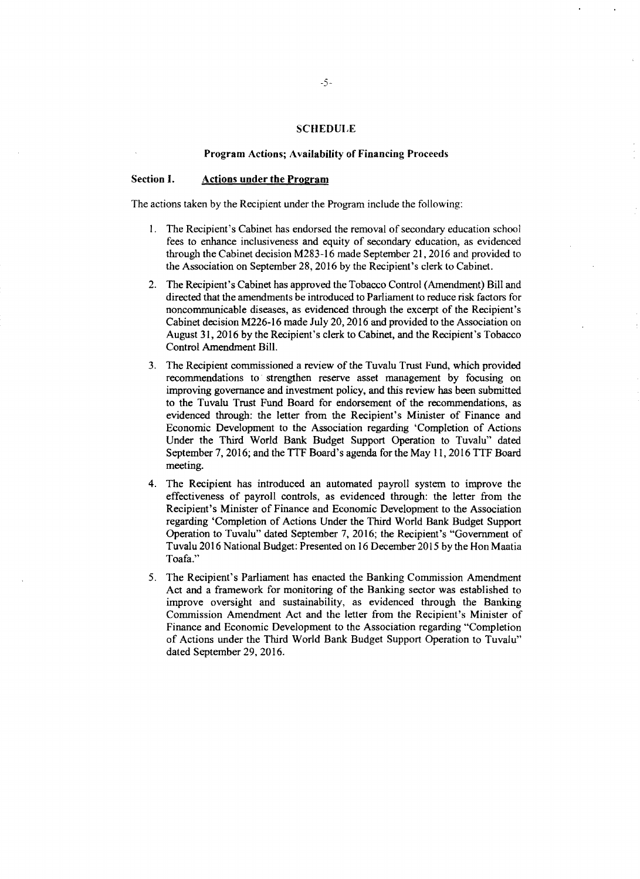## SCHEDULE

### Program Actions; Availability of Financing Proceeds

**Section I. Actions under the Program**

The actions taken by the Recipient under the Program include the following:

1. The Recipient's Cabinet has endorsed the removal of secondary education school fees to enhance inclusiveness and equity of secondary education, as evidenced through the Cabinet decision M283-16 made September 21, 2016 and provided to the Association on September 28, 2016 by the Recipient's clerk to Cabinet.

2. The Recipient's Cabinet has approved the Tobacco Control (Amendment) Bill and directed that the amendments be introduced to Parliament to reduce risk factors for noncommunicable diseases, as evidenced through the excerpt of the Recipient's Cabinet decision M226-16 made July 20, 2016 and provided to the Association on August 31, 2016 by the Recipient's clerk to Cabinet, and the Recipient's Tobacco Control Amendment Bill.

3. The Recipient commissioned a review of the Tuvalu Trust Fund, which provided recommendations to strengthen reserve asset management by focusing on improving governance and investment policy, and this review has been submitted to the Tuvalu Trust Fund Board for endorsement of the recommendations, as evidenced through: the letter from the Recipient's Minister of Finance and Economic Development to the Association regarding 'Completion of Actions Under the Third World Bank Budget Support Operation to Tuvalu" dated September 7, 2016; and the TTF Board's agenda for the May 11, 2016 TTF Board meeting.

4. The Recipient has introduced an automated payroll system to improve the effectiveness of payroll controls, as evidenced through: the letter from the Recipient's Minister of Finance and Economic Development to the Association regarding 'Completion of Actions Under the Third World Bank Budget Support Operation to Tuvalu" dated September 7, 2016; the Recipient's "Government of Tuvalu 2016 National Budget: Presented on 16 December 2015 by the Hon Maatia Toafa."

5. The Recipient's Parliament has enacted the Banking Commission Amendment Act and a framework for monitoring of the Banking sector was established to improve oversight and sustainability, as evidenced through the Banking Commission Amendment Act and the letter from the Recipient's Minister of Finance and Economic Development to the Association regarding "Completion of Actions under the Third World Bank Budget Support Operation to Tuvalu" dated September 29, 2016.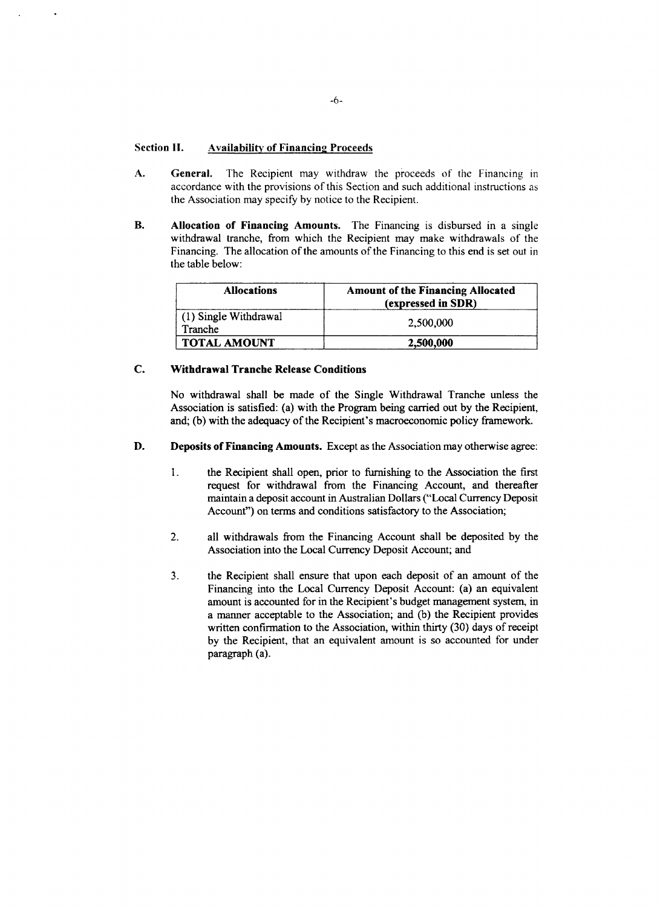**Section II.** <u>Availability of Financing Proceeds</u>

**A. General.** The Recipient may withdraw the proceeds of the Financing in accordance with the provisions of this Section and such additional instructions as the Association may specify by notice to the Recipient.

**B. Allocation of Financing Amounts.** The Financing is disbursed in a single withdrawal tranche, from which the Recipient may make withdrawals of the Financing. The allocation of the amounts of the Financing to this end is set out in the table below:

| Allocations | Amount of the Financing Allocated (expressed in SDR) |
|---|---|
| (1) Single Withdrawal Tranche | 2,500,000 |
| **TOTAL AMOUNT** | **2,500,000** |

**C. Withdrawal Tranche Release Conditions**

No withdrawal shall be made of the Single Withdrawal Tranche unless the Association is satisfied: (a) with the Program being carried out by the Recipient, and; (b) with the adequacy of the Recipient's macroeconomic policy framework.

**D. Deposits of Financing Amounts.** Except as the Association may otherwise agree:

1. the Recipient shall open, prior to furnishing to the Association the first request for withdrawal from the Financing Account, and thereafter maintain a deposit account in Australian Dollars ("Local Currency Deposit Account") on terms and conditions satisfactory to the Association;

2. all withdrawals from the Financing Account shall be deposited by the Association into the Local Currency Deposit Account; and

3. the Recipient shall ensure that upon each deposit of an amount of the Financing into the Local Currency Deposit Account: (a) an equivalent amount is accounted for in the Recipient's budget management system, in a manner acceptable to the Association; and (b) the Recipient provides written confirmation to the Association, within thirty (30) days of receipt by the Recipient, that an equivalent amount is so accounted for under paragraph (a).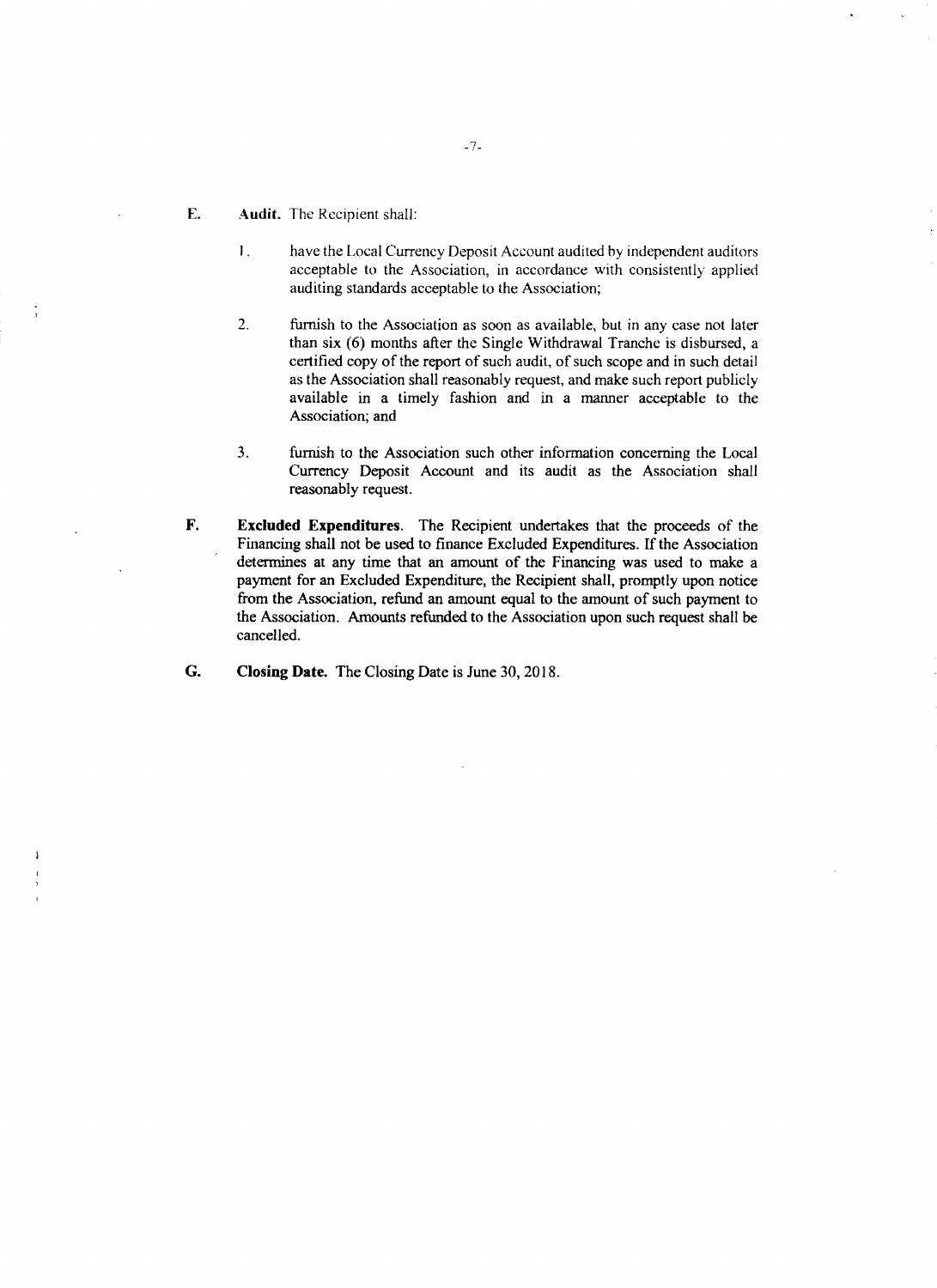E. **Audit.** The Recipient shall:

1. have the Local Currency Deposit Account audited by independent auditors acceptable to the Association, in accordance with consistently applied auditing standards acceptable to the Association;

2. furnish to the Association as soon as available, but in any case not later than six (6) months after the Single Withdrawal Tranche is disbursed, a certified copy of the report of such audit, of such scope and in such detail as the Association shall reasonably request, and make such report publicly available in a timely fashion and in a manner acceptable to the Association; and

3. furnish to the Association such other information concerning the Local Currency Deposit Account and its audit as the Association shall reasonably request.

F. **Excluded Expenditures**. The Recipient undertakes that the proceeds of the Financing shall not be used to finance Excluded Expenditures. If the Association determines at any time that an amount of the Financing was used to make a payment for an Excluded Expenditure, the Recipient shall, promptly upon notice from the Association, refund an amount equal to the amount of such payment to the Association. Amounts refunded to the Association upon such request shall be cancelled.

G. **Closing Date.** The Closing Date is June 30, 2018.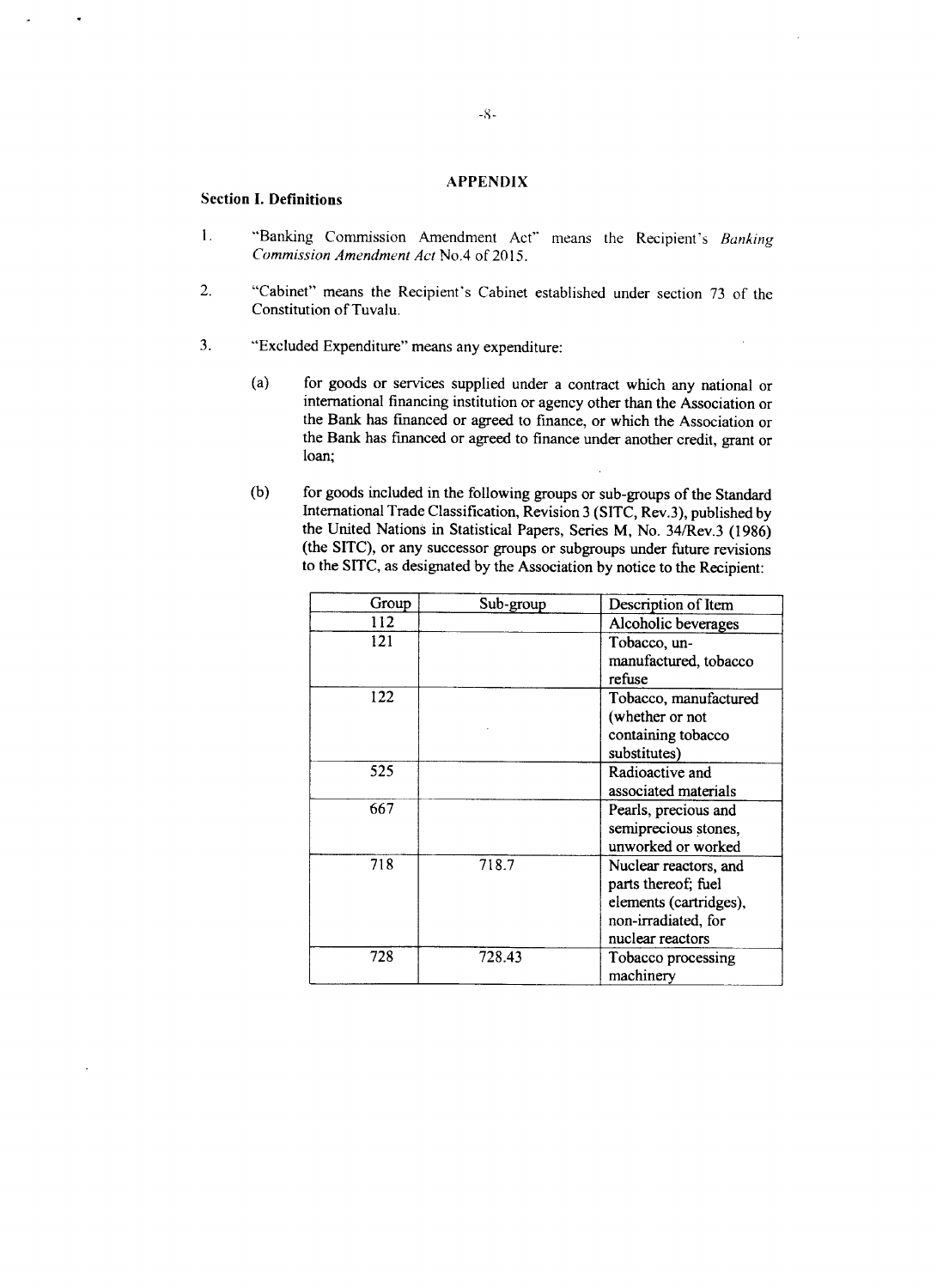## APPENDIX

### Section I. Definitions

1. "Banking Commission Amendment Act" means the Recipient's *Banking Commission Amendment Act* No.4 of 2015.

2. "Cabinet" means the Recipient's Cabinet established under section 73 of the Constitution of Tuvalu.

3. "Excluded Expenditure" means any expenditure:

   (a) for goods or services supplied under a contract which any national or international financing institution or agency other than the Association or the Bank has financed or agreed to finance, or which the Association or the Bank has financed or agreed to finance under another credit, grant or loan;

   (b) for goods included in the following groups or sub-groups of the Standard International Trade Classification, Revision 3 (SITC, Rev.3), published by the United Nations in Statistical Papers, Series M, No. 34/Rev.3 (1986) (the SITC), or any successor groups or subgroups under future revisions to the SITC, as designated by the Association by notice to the Recipient:

| Group | Sub-group | Description of Item |
|---|---|---|
| 112 | | Alcoholic beverages |
| 121 | | Tobacco, un-manufactured, tobacco refuse |
| 122 | | Tobacco, manufactured (whether or not containing tobacco substitutes) |
| 525 | | Radioactive and associated materials |
| 667 | | Pearls, precious and semiprecious stones, unworked or worked |
| 718 | 718.7 | Nuclear reactors, and parts thereof; fuel elements (cartridges), non-irradiated, for nuclear reactors |
| 728 | 728.43 | Tobacco processing machinery |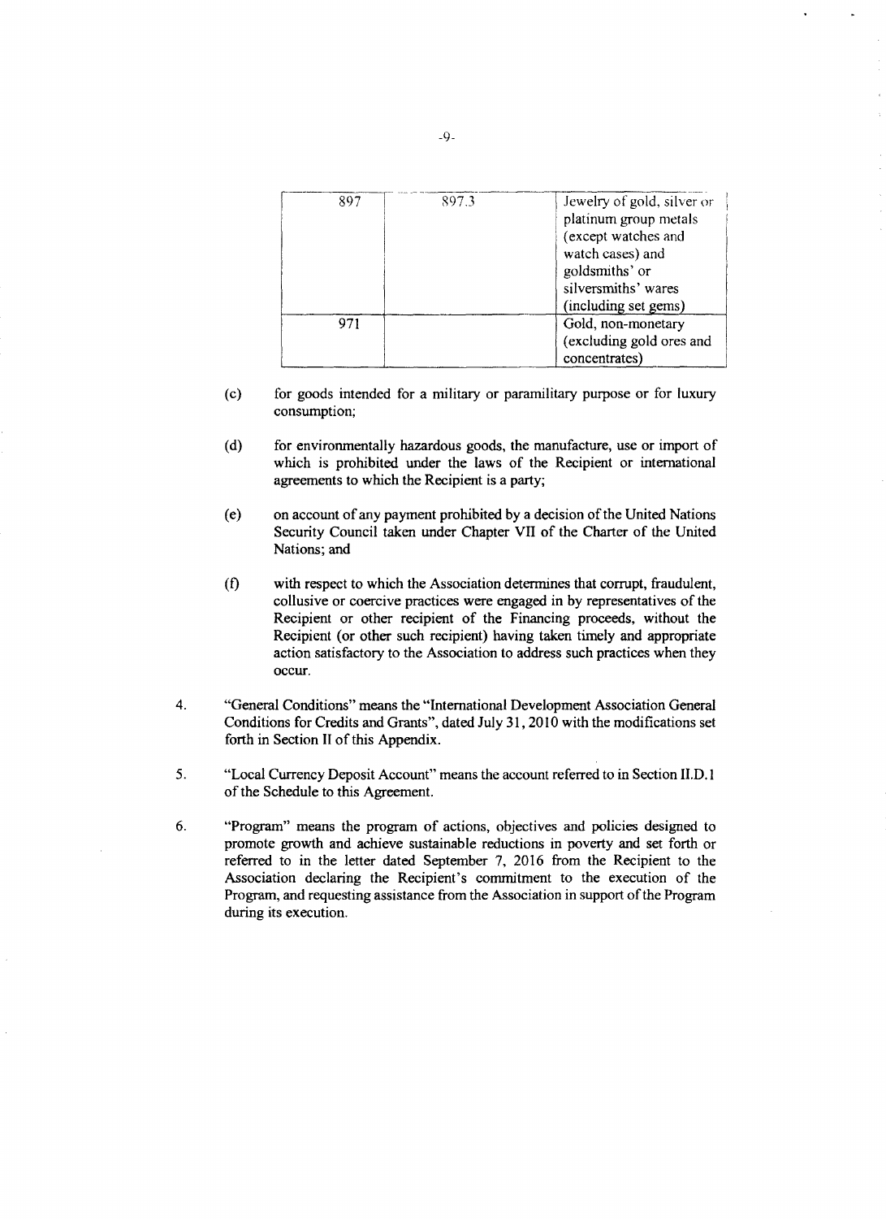| 897 | 897.3 | Jewelry of gold, silver or platinum group metals (except watches and watch cases) and goldsmiths' or silversmiths' wares (including set gems) |
|---|---|---|
| 971 | | Gold, non-monetary (excluding gold ores and concentrates) |

(c) for goods intended for a military or paramilitary purpose or for luxury consumption;

(d) for environmentally hazardous goods, the manufacture, use or import of which is prohibited under the laws of the Recipient or international agreements to which the Recipient is a party;

(e) on account of any payment prohibited by a decision of the United Nations Security Council taken under Chapter VII of the Charter of the United Nations; and

(f) with respect to which the Association determines that corrupt, fraudulent, collusive or coercive practices were engaged in by representatives of the Recipient or other recipient of the Financing proceeds, without the Recipient (or other such recipient) having taken timely and appropriate action satisfactory to the Association to address such practices when they occur.

4. "General Conditions" means the "International Development Association General Conditions for Credits and Grants", dated July 31, 2010 with the modifications set forth in Section II of this Appendix.

5. "Local Currency Deposit Account" means the account referred to in Section II.D.1 of the Schedule to this Agreement.

6. "Program" means the program of actions, objectives and policies designed to promote growth and achieve sustainable reductions in poverty and set forth or referred to in the letter dated September 7, 2016 from the Recipient to the Association declaring the Recipient's commitment to the execution of the Program, and requesting assistance from the Association in support of the Program during its execution.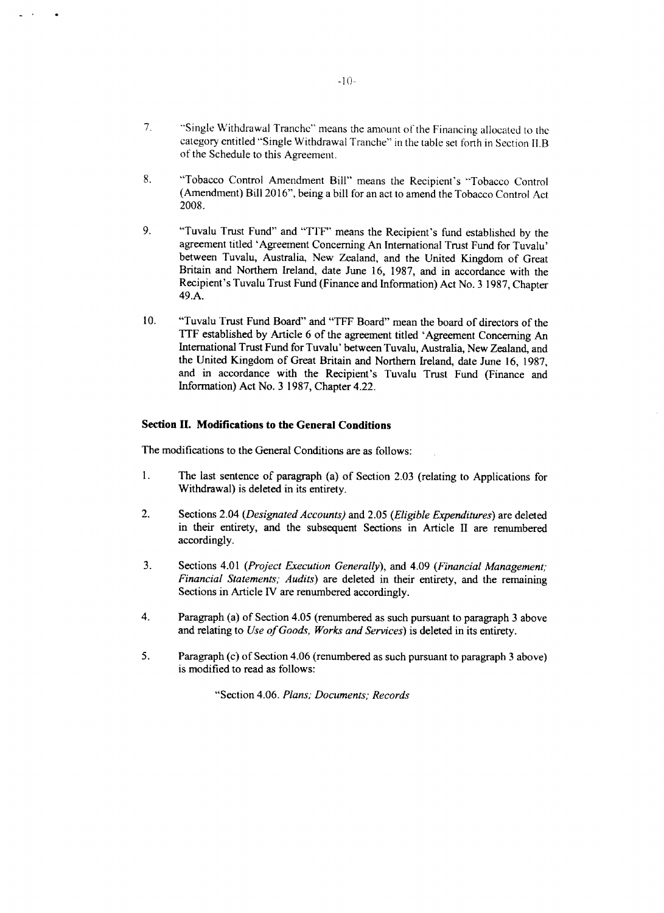7. "Single Withdrawal Tranche" means the amount of the Financing allocated to the category entitled "Single Withdrawal Tranche" in the table set forth in Section II.B of the Schedule to this Agreement.

8. "Tobacco Control Amendment Bill" means the Recipient's "Tobacco Control (Amendment) Bill 2016", being a bill for an act to amend the Tobacco Control Act 2008.

9. "Tuvalu Trust Fund" and "TTF" means the Recipient's fund established by the agreement titled 'Agreement Concerning An International Trust Fund for Tuvalu' between Tuvalu, Australia, New Zealand, and the United Kingdom of Great Britain and Northern Ireland, date June 16, 1987, and in accordance with the Recipient's Tuvalu Trust Fund (Finance and Information) Act No. 3 1987, Chapter 49.A.

10. "Tuvalu Trust Fund Board" and "TFF Board" mean the board of directors of the TTF established by Article 6 of the agreement titled 'Agreement Concerning An International Trust Fund for Tuvalu' between Tuvalu, Australia, New Zealand, and the United Kingdom of Great Britain and Northern Ireland, date June 16, 1987, and in accordance with the Recipient's Tuvalu Trust Fund (Finance and Information) Act No. 3 1987, Chapter 4.22.

## Section II. Modifications to the General Conditions

The modifications to the General Conditions are as follows:

1. The last sentence of paragraph (a) of Section 2.03 (relating to Applications for Withdrawal) is deleted in its entirety.

2. Sections 2.04 (*Designated Accounts)* and 2.05 (*Eligible Expenditures*) are deleted in their entirety, and the subsequent Sections in Article II are renumbered accordingly.

3. Sections 4.01 (*Project Execution Generally*), and 4.09 (*Financial Management; Financial Statements; Audits*) are deleted in their entirety, and the remaining Sections in Article IV are renumbered accordingly.

4. Paragraph (a) of Section 4.05 (renumbered as such pursuant to paragraph 3 above and relating to *Use of Goods, Works and Services*) is deleted in its entirety.

5. Paragraph (c) of Section 4.06 (renumbered as such pursuant to paragraph 3 above) is modified to read as follows:

   "Section 4.06. *Plans; Documents; Records*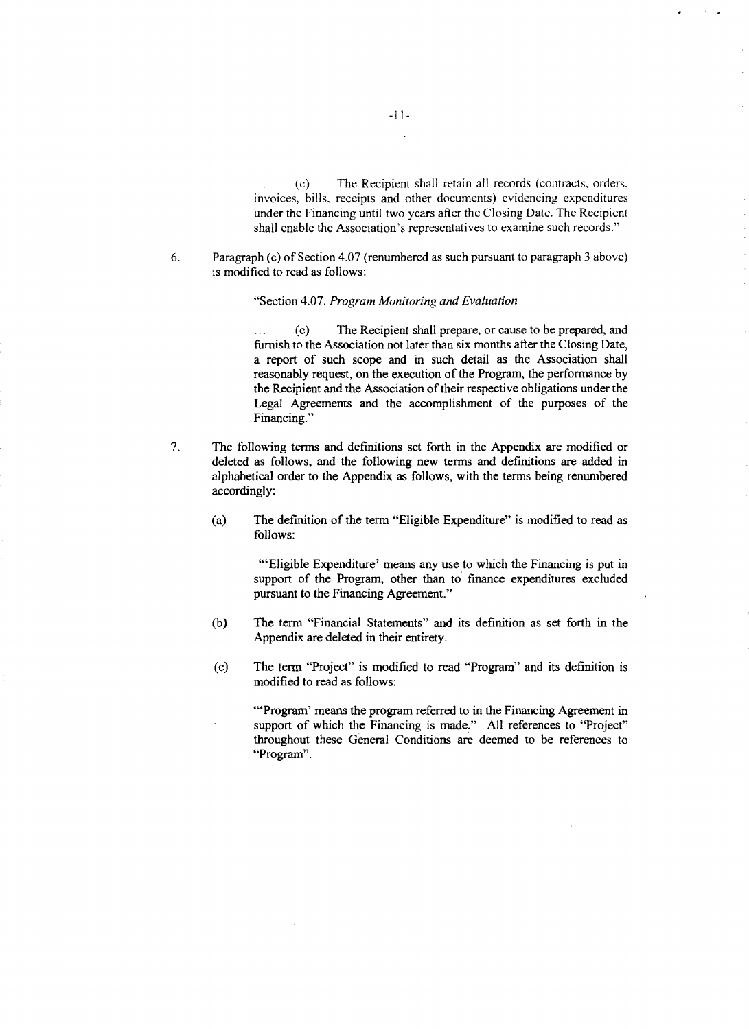... (c) The Recipient shall retain all records (contracts, orders, invoices, bills, receipts and other documents) evidencing expenditures under the Financing until two years after the Closing Date. The Recipient shall enable the Association's representatives to examine such records."

6. Paragraph (c) of Section 4.07 (renumbered as such pursuant to paragraph 3 above) is modified to read as follows:

   "Section 4.07. *Program Monitoring and Evaluation*

   ... (c) The Recipient shall prepare, or cause to be prepared, and furnish to the Association not later than six months after the Closing Date, a report of such scope and in such detail as the Association shall reasonably request, on the execution of the Program, the performance by the Recipient and the Association of their respective obligations under the Legal Agreements and the accomplishment of the purposes of the Financing."

7. The following terms and definitions set forth in the Appendix are modified or deleted as follows, and the following new terms and definitions are added in alphabetical order to the Appendix as follows, with the terms being renumbered accordingly:

   (a) The definition of the term "Eligible Expenditure" is modified to read as follows:

   "'Eligible Expenditure' means any use to which the Financing is put in support of the Program, other than to finance expenditures excluded pursuant to the Financing Agreement."

   (b) The term "Financial Statements" and its definition as set forth in the Appendix are deleted in their entirety.

   (c) The term "Project" is modified to read "Program" and its definition is modified to read as follows:

   "'Program' means the program referred to in the Financing Agreement in support of which the Financing is made." All references to "Project" throughout these General Conditions are deemed to be references to "Program".